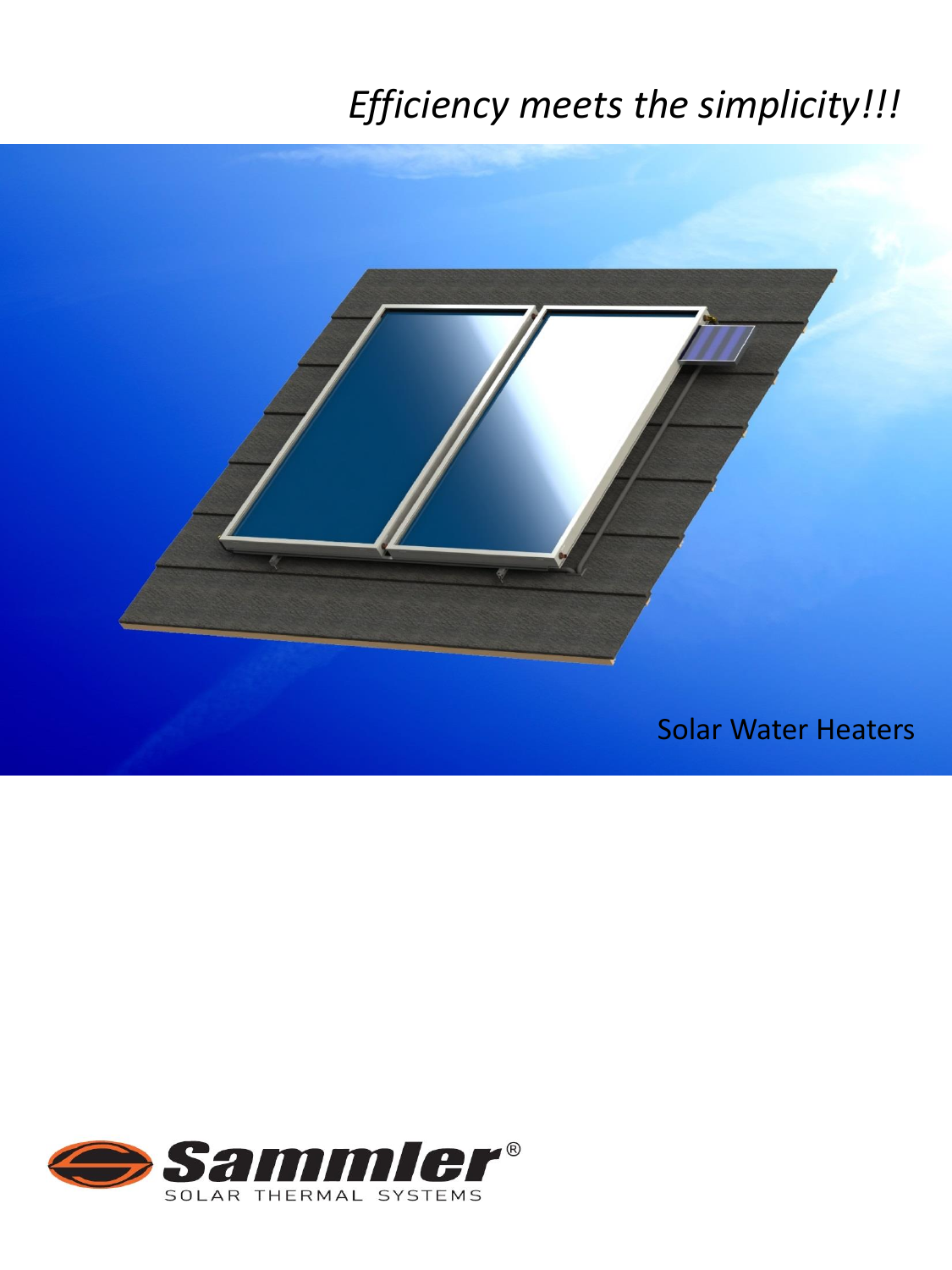*Efficiency meets the simplicity!!!*

Solar Water Heaters

Sammler®

SOLAR THERMAL SYSTEMS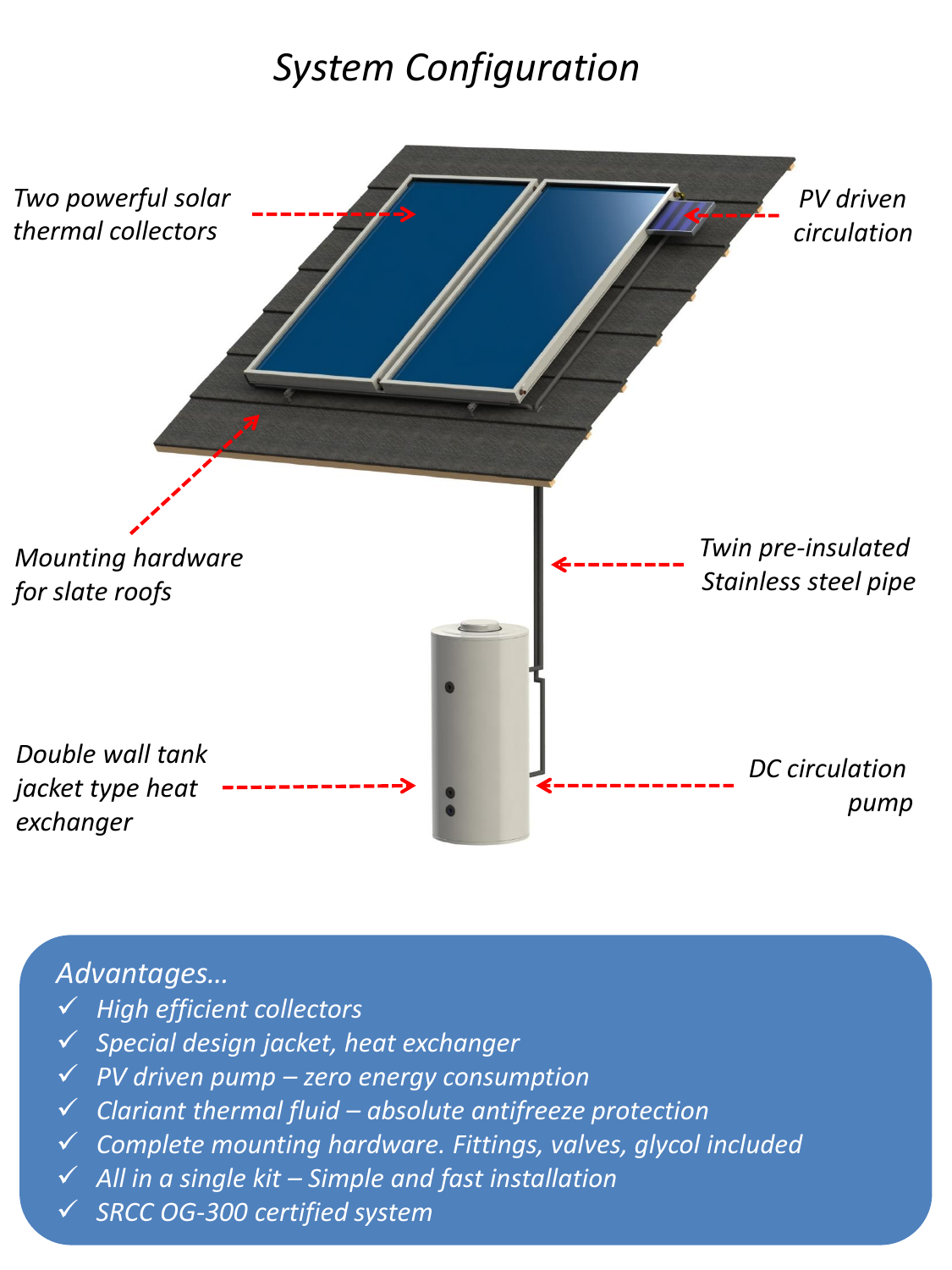# *System Configuration*

*Two powerful solar thermal collectors*

*PV driven circulation*

*Mounting hardware for slate roofs*

*Twin pre-insulated Stainless steel pipe*

*Double wall tank jacket type heat exchanger*

*DC circulation pump*

*Advantages…*

- ✓ *High efficient collectors*
- ✓ *Special design jacket, heat exchanger*
- ✓ *PV driven pump – zero energy consumption*
- ✓ *Clariant thermal fluid – absolute antifreeze protection*
- ✓ *Complete mounting hardware. Fittings, valves, glycol included*
- ✓ *All in a single kit – Simple and fast installation*
- ✓ *SRCC OG-300 certified system*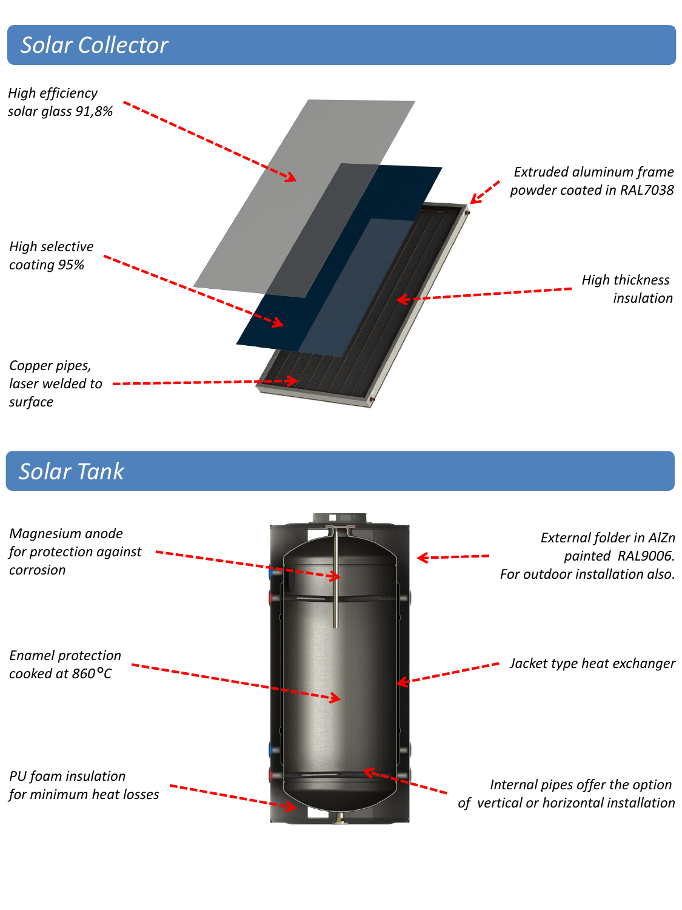## Solar Collector

*High efficiency solar glass 91,8%*

*Extruded aluminum frame powder coated in RAL7038*

*High selective coating 95%*

*High thickness insulation*

*Copper pipes, laser welded to surface*

## Solar Tank

*Magnesium anode for protection against corrosion*

*External folder in AlZn painted RAL9006. For outdoor installation also.*

*Enamel protection cooked at 860°C*

*Jacket type heat exchanger*

*PU foam insulation for minimum heat losses*

*Internal pipes offer the option of vertical or horizontal installation*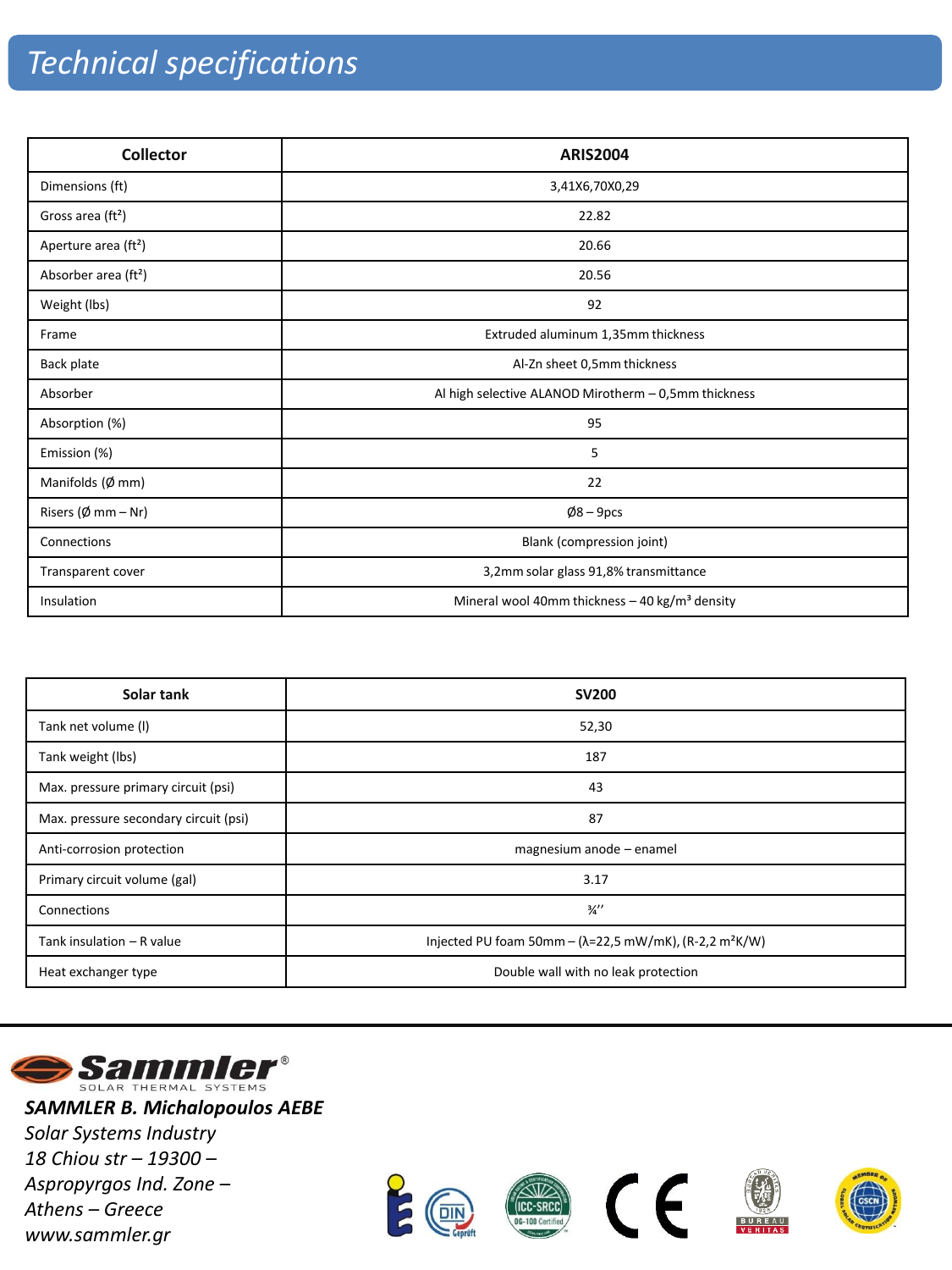# Technical specifications

| Collector | ARIS2004 |
|---|---|
| Dimensions (ft) | 3,41X6,70X0,29 |
| Gross area (ft²) | 22.82 |
| Aperture area (ft²) | 20.66 |
| Absorber area (ft²) | 20.56 |
| Weight (lbs) | 92 |
| Frame | Extruded aluminum 1,35mm thickness |
| Back plate | Al-Zn sheet 0,5mm thickness |
| Absorber | Al high selective ALANOD Mirotherm – 0,5mm thickness |
| Absorption (%) | 95 |
| Emission (%) | 5 |
| Manifolds (Ø mm) | 22 |
| Risers (Ø mm – Nr) | Ø8 – 9pcs |
| Connections | Blank (compression joint) |
| Transparent cover | 3,2mm solar glass 91,8% transmittance |
| Insulation | Mineral wool 40mm thickness – 40 kg/m³ density |

| Solar tank | SV200 |
|---|---|
| Tank net volume (l) | 52,30 |
| Tank weight (lbs) | 187 |
| Max. pressure primary circuit (psi) | 43 |
| Max. pressure secondary circuit (psi) | 87 |
| Anti-corrosion protection | magnesium anode – enamel |
| Primary circuit volume (gal) | 3.17 |
| Connections | ¾'' |
| Tank insulation – R value | Injected PU foam 50mm – (λ=22,5 mW/mK), (R-2,2 m²K/W) |
| Heat exchanger type | Double wall with no leak protection |

Sammler® SOLAR THERMAL SYSTEMS

***SAMMLER B. Michalopoulos AEBE***

*Solar Systems Industry*
*18 Chiou str – 19300 –*
*Aspropyrgos Ind. Zone –*
*Athens – Greece*
*www.sammler.gr*